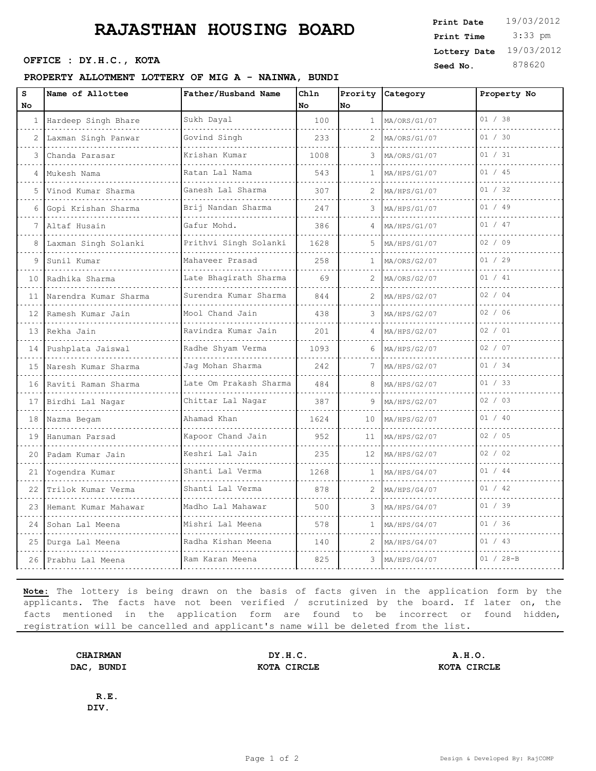# RAJASTHAN HOUSING BOARD

| | |
|---|---|
| **Print Date** | 19/03/2012 |
| **Print Time** | 3:33 pm |
| **Lottery Date** | 19/03/2012 |
| **Seed No.** | 878620 |

**OFFICE : DY.H.C., KOTA**

**PROPERTY ALLOTMENT LOTTERY OF MIG A - NAINWA, BUNDI**

| S No | Name of Allottee | Father/Husband Name | Chln No | Prority No | Category | Property No |
|---|---|---|---|---|---|---|
| 1 | Hardeep Singh Bhare | Sukh Dayal | 100 | 1 | MA/ORS/G1/07 | 01 / 38 |
| 2 | Laxman Singh Panwar | Govind Singh | 233 | 2 | MA/ORS/G1/07 | 01 / 30 |
| 3 | Chanda Parasar | Krishan Kumar | 1008 | 3 | MA/ORS/G1/07 | 01 / 31 |
| 4 | Mukesh Nama | Ratan Lal Nama | 543 | 1 | MA/HPS/G1/07 | 01 / 45 |
| 5 | Vinod Kumar Sharma | Ganesh Lal Sharma | 307 | 2 | MA/HPS/G1/07 | 01 / 32 |
| 6 | Gopi Krishan Sharma | Brij Nandan Sharma | 247 | 3 | MA/HPS/G1/07 | 01 / 49 |
| 7 | Altaf Husain | Gafur Mohd. | 386 | 4 | MA/HPS/G1/07 | 01 / 47 |
| 8 | Laxman Singh Solanki | Prithvi Singh Solanki | 1628 | 5 | MA/HPS/G1/07 | 02 / 09 |
| 9 | Sunil Kumar | Mahaveer Prasad | 258 | 1 | MA/ORS/G2/07 | 01 / 29 |
| 10 | Radhika Sharma | Late Bhagirath Sharma | 69 | 2 | MA/ORS/G2/07 | 01 / 41 |
| 11 | Narendra Kumar Sharma | Surendra Kumar Sharma | 844 | 2 | MA/HPS/G2/07 | 02 / 04 |
| 12 | Ramesh Kumar Jain | Mool Chand Jain | 438 | 3 | MA/HPS/G2/07 | 02 / 06 |
| 13 | Rekha Jain | Ravindra Kumar Jain | 201 | 4 | MA/HPS/G2/07 | 02 / 01 |
| 14 | Pushplata Jaiswal | Radhe Shyam Verma | 1093 | 6 | MA/HPS/G2/07 | 02 / 07 |
| 15 | Naresh Kumar Sharma | Jag Mohan Sharma | 242 | 7 | MA/HPS/G2/07 | 01 / 34 |
| 16 | Raviti Raman Sharma | Late Om Prakash Sharma | 484 | 8 | MA/HPS/G2/07 | 01 / 33 |
| 17 | Birdhi Lal Nagar | Chittar Lal Nagar | 387 | 9 | MA/HPS/G2/07 | 02 / 03 |
| 18 | Nazma Begam | Ahamad Khan | 1624 | 10 | MA/HPS/G2/07 | 01 / 40 |
| 19 | Hanuman Parsad | Kapoor Chand Jain | 952 | 11 | MA/HPS/G2/07 | 02 / 05 |
| 20 | Padam Kumar Jain | Keshri Lal Jain | 235 | 12 | MA/HPS/G2/07 | 02 / 02 |
| 21 | Yogendra Kumar | Shanti Lal Verma | 1268 | 1 | MA/HPS/G4/07 | 01 / 44 |
| 22 | Trilok Kumar Verma | Shanti Lal Verma | 878 | 2 | MA/HPS/G4/07 | 01 / 42 |
| 23 | Hemant Kumar Mahawar | Madho Lal Mahawar | 500 | 3 | MA/HPS/G4/07 | 01 / 39 |
| 24 | Sohan Lal Meena | Mishri Lal Meena | 578 | 1 | MA/HPS/G4/07 | 01 / 36 |
| 25 | Durga Lal Meena | Radha Kishan Meena | 140 | 2 | MA/HPS/G4/07 | 01 / 43 |
| 26 | Prabhu Lal Meena | Ram Karan Meena | 825 | 3 | MA/HPS/G4/07 | 01 / 28-B |

**Note:** The lottery is being drawn on the basis of facts given in the application form by the applicants. The facts have not been verified / scrutinized by the board. If later on, the facts mentioned in the application form are found to be incorrect or found hidden, registration will be cancelled and applicant's name will be deleted from the list.

**CHAIRMAN**
**DAC, BUNDI**

**DY.H.C.**
**KOTA CIRCLE**

**A.H.O.**
**KOTA CIRCLE**

**R.E.**
**DIV.**

Design & Developed By: RajCOMP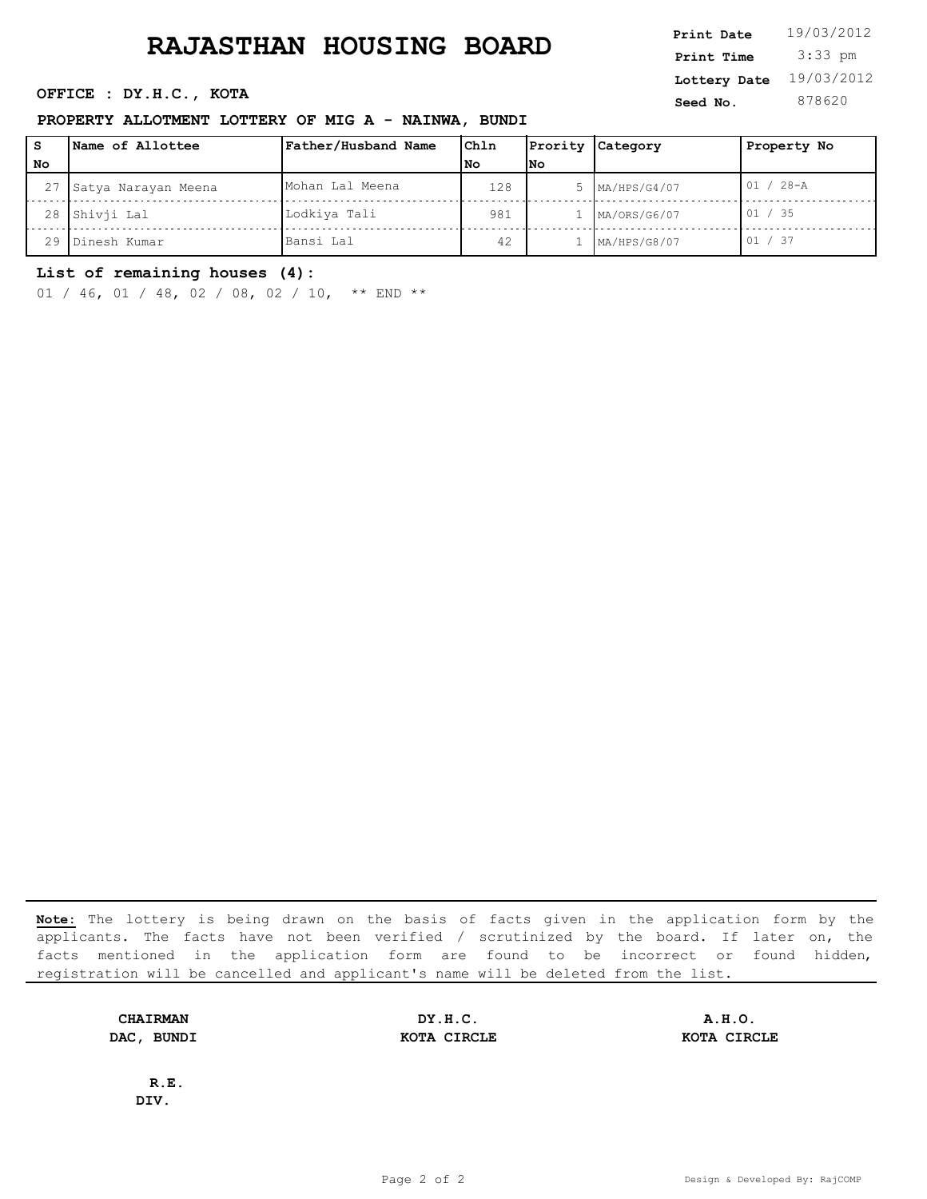# RAJASTHAN HOUSING BOARD

| | |
|---|---|
| **Print Date** | 19/03/2012 |
| **Print Time** | 3:33 pm |
| **Lottery Date** | 19/03/2012 |
| **Seed No.** | 878620 |

**OFFICE : DY.H.C., KOTA**

**PROPERTY ALLOTMENT LOTTERY OF MIG A - NAINWA, BUNDI**

| S No | Name of Allottee | Father/Husband Name | Chln No | Prority No | Category | Property No |
|---|---|---|---|---|---|---|
| 27 | Satya Narayan Meena | Mohan Lal Meena | 128 | 5 | MA/HPS/G4/07 | 01 / 28-A |
| 28 | Shivji Lal | Lodkiya Tali | 981 | 1 | MA/ORS/G6/07 | 01 / 35 |
| 29 | Dinesh Kumar | Bansi Lal | 42 | 1 | MA/HPS/G8/07 | 01 / 37 |

**List of remaining houses (4):**

01 / 46, 01 / 48, 02 / 08, 02 / 10, ** END **

**Note:** The lottery is being drawn on the basis of facts given in the application form by the applicants. The facts have not been verified / scrutinized by the board. If later on, the facts mentioned in the application form are found to be incorrect or found hidden, registration will be cancelled and applicant's name will be deleted from the list.

**CHAIRMAN**
**DAC, BUNDI**

**DY.H.C.**
**KOTA CIRCLE**

**A.H.O.**
**KOTA CIRCLE**

**R.E.**
**DIV.**

Design & Developed By: RajCOMP